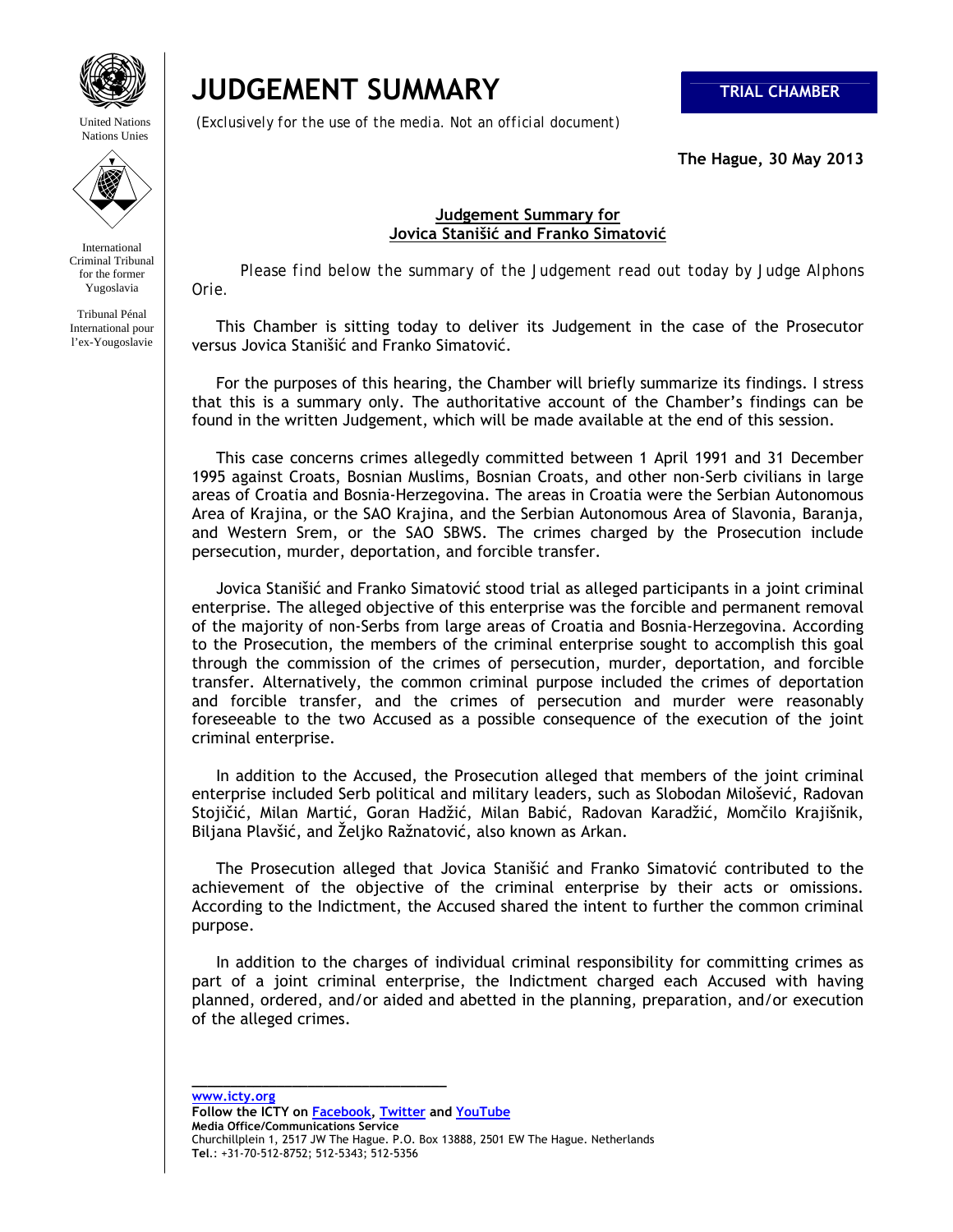# JUDGEMENT SUMMARY

**TRIAL CHAMBER**

*(Exclusively for the use of the media. Not an official document)*

United Nations
Nations Unies

International Criminal Tribunal for the former Yugoslavia

Tribunal Pénal International pour l'ex-Yougoslavie

**The Hague, 30 May 2013**

**Judgement Summary for**
**Jovica Stanišić and Franko Simatović**

*Please find below the summary of the Judgement read out today by Judge Alphons Orie.*

This Chamber is sitting today to deliver its Judgement in the case of the Prosecutor versus Jovica Stanišić and Franko Simatović.

For the purposes of this hearing, the Chamber will briefly summarize its findings. I stress that this is a summary only. The authoritative account of the Chamber's findings can be found in the written Judgement, which will be made available at the end of this session.

This case concerns crimes allegedly committed between 1 April 1991 and 31 December 1995 against Croats, Bosnian Muslims, Bosnian Croats, and other non-Serb civilians in large areas of Croatia and Bosnia-Herzegovina. The areas in Croatia were the Serbian Autonomous Area of Krajina, or the SAO Krajina, and the Serbian Autonomous Area of Slavonia, Baranja, and Western Srem, or the SAO SBWS. The crimes charged by the Prosecution include persecution, murder, deportation, and forcible transfer.

Jovica Stanišić and Franko Simatović stood trial as alleged participants in a joint criminal enterprise. The alleged objective of this enterprise was the forcible and permanent removal of the majority of non-Serbs from large areas of Croatia and Bosnia-Herzegovina. According to the Prosecution, the members of the criminal enterprise sought to accomplish this goal through the commission of the crimes of persecution, murder, deportation, and forcible transfer. Alternatively, the common criminal purpose included the crimes of deportation and forcible transfer, and the crimes of persecution and murder were reasonably foreseeable to the two Accused as a possible consequence of the execution of the joint criminal enterprise.

In addition to the Accused, the Prosecution alleged that members of the joint criminal enterprise included Serb political and military leaders, such as Slobodan Milošević, Radovan Stojičić, Milan Martić, Goran Hadžić, Milan Babić, Radovan Karadžić, Momčilo Krajišnik, Biljana Plavšić, and Željko Ražnatović, also known as Arkan.

The Prosecution alleged that Jovica Stanišić and Franko Simatović contributed to the achievement of the objective of the criminal enterprise by their acts or omissions. According to the Indictment, the Accused shared the intent to further the common criminal purpose.

In addition to the charges of individual criminal responsibility for committing crimes as part of a joint criminal enterprise, the Indictment charged each Accused with having planned, ordered, and/or aided and abetted in the planning, preparation, and/or execution of the alleged crimes.

**www.icty.org**
**Follow the ICTY on Facebook, Twitter and YouTube**
**Media Office/Communications Service**
Churchillplein 1, 2517 JW The Hague. P.O. Box 13888, 2501 EW The Hague. Netherlands
**Tel**.: +31-70-512-8752; 512-5343; 512-5356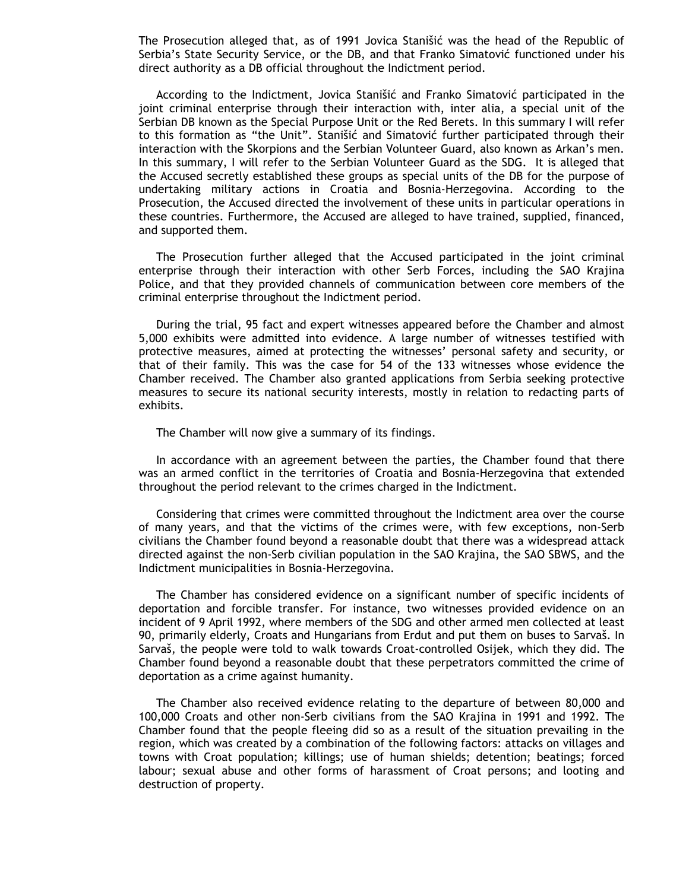The Prosecution alleged that, as of 1991 Jovica Stanišić was the head of the Republic of Serbia's State Security Service, or the DB, and that Franko Simatović functioned under his direct authority as a DB official throughout the Indictment period.

According to the Indictment, Jovica Stanišić and Franko Simatović participated in the joint criminal enterprise through their interaction with, inter alia, a special unit of the Serbian DB known as the Special Purpose Unit or the Red Berets. In this summary I will refer to this formation as "the Unit". Stanišić and Simatović further participated through their interaction with the Skorpions and the Serbian Volunteer Guard, also known as Arkan's men. In this summary, I will refer to the Serbian Volunteer Guard as the SDG. It is alleged that the Accused secretly established these groups as special units of the DB for the purpose of undertaking military actions in Croatia and Bosnia-Herzegovina. According to the Prosecution, the Accused directed the involvement of these units in particular operations in these countries. Furthermore, the Accused are alleged to have trained, supplied, financed, and supported them.

The Prosecution further alleged that the Accused participated in the joint criminal enterprise through their interaction with other Serb Forces, including the SAO Krajina Police, and that they provided channels of communication between core members of the criminal enterprise throughout the Indictment period.

During the trial, 95 fact and expert witnesses appeared before the Chamber and almost 5,000 exhibits were admitted into evidence. A large number of witnesses testified with protective measures, aimed at protecting the witnesses' personal safety and security, or that of their family. This was the case for 54 of the 133 witnesses whose evidence the Chamber received. The Chamber also granted applications from Serbia seeking protective measures to secure its national security interests, mostly in relation to redacting parts of exhibits.

The Chamber will now give a summary of its findings.

In accordance with an agreement between the parties, the Chamber found that there was an armed conflict in the territories of Croatia and Bosnia-Herzegovina that extended throughout the period relevant to the crimes charged in the Indictment.

Considering that crimes were committed throughout the Indictment area over the course of many years, and that the victims of the crimes were, with few exceptions, non-Serb civilians the Chamber found beyond a reasonable doubt that there was a widespread attack directed against the non-Serb civilian population in the SAO Krajina, the SAO SBWS, and the Indictment municipalities in Bosnia-Herzegovina.

The Chamber has considered evidence on a significant number of specific incidents of deportation and forcible transfer. For instance, two witnesses provided evidence on an incident of 9 April 1992, where members of the SDG and other armed men collected at least 90, primarily elderly, Croats and Hungarians from Erdut and put them on buses to Sarvaš. In Sarvaš, the people were told to walk towards Croat-controlled Osijek, which they did. The Chamber found beyond a reasonable doubt that these perpetrators committed the crime of deportation as a crime against humanity.

The Chamber also received evidence relating to the departure of between 80,000 and 100,000 Croats and other non-Serb civilians from the SAO Krajina in 1991 and 1992. The Chamber found that the people fleeing did so as a result of the situation prevailing in the region, which was created by a combination of the following factors: attacks on villages and towns with Croat population; killings; use of human shields; detention; beatings; forced labour; sexual abuse and other forms of harassment of Croat persons; and looting and destruction of property.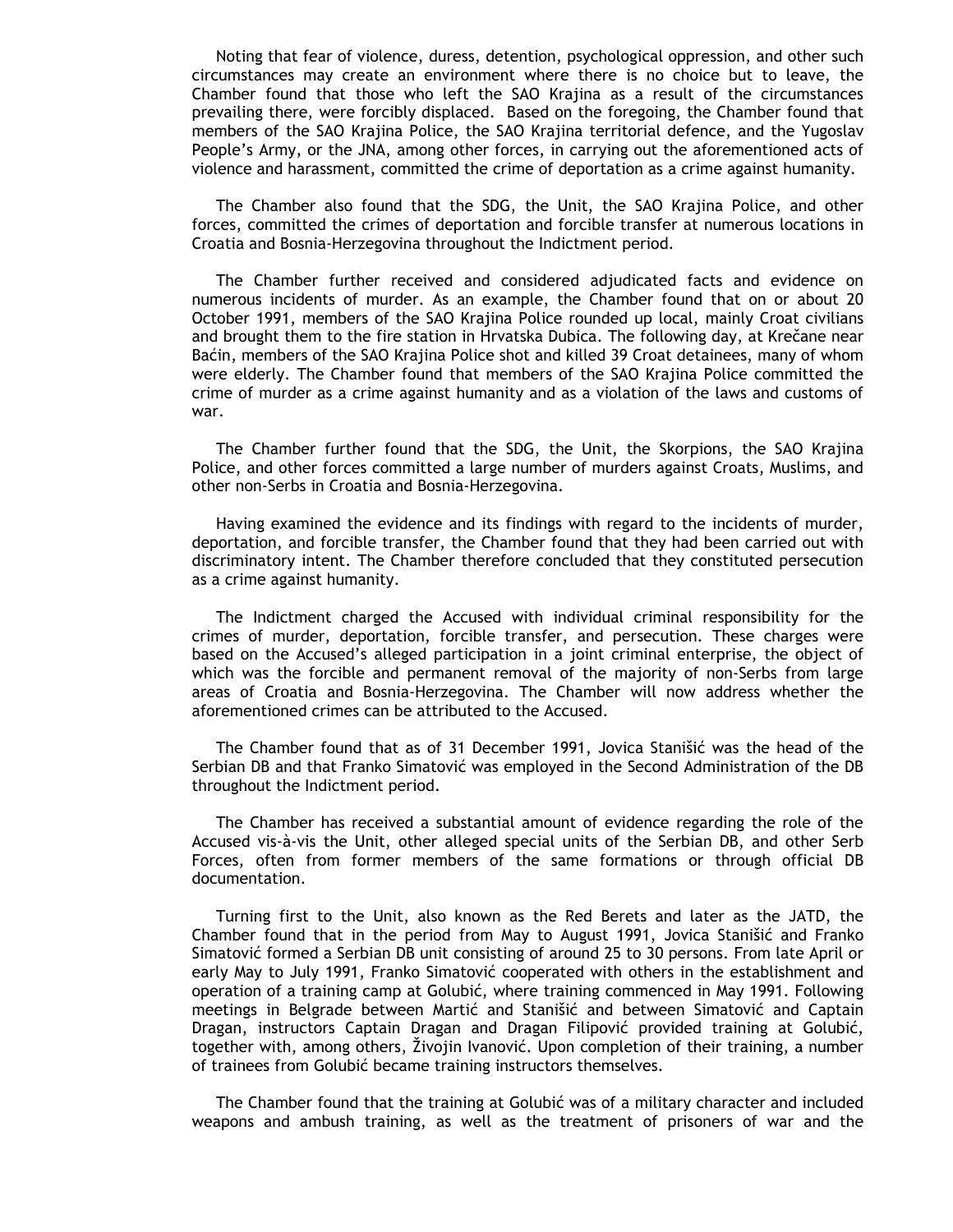Noting that fear of violence, duress, detention, psychological oppression, and other such circumstances may create an environment where there is no choice but to leave, the Chamber found that those who left the SAO Krajina as a result of the circumstances prevailing there, were forcibly displaced. Based on the foregoing, the Chamber found that members of the SAO Krajina Police, the SAO Krajina territorial defence, and the Yugoslav People's Army, or the JNA, among other forces, in carrying out the aforementioned acts of violence and harassment, committed the crime of deportation as a crime against humanity.

The Chamber also found that the SDG, the Unit, the SAO Krajina Police, and other forces, committed the crimes of deportation and forcible transfer at numerous locations in Croatia and Bosnia-Herzegovina throughout the Indictment period.

The Chamber further received and considered adjudicated facts and evidence on numerous incidents of murder. As an example, the Chamber found that on or about 20 October 1991, members of the SAO Krajina Police rounded up local, mainly Croat civilians and brought them to the fire station in Hrvatska Dubica. The following day, at Krečane near Baćin, members of the SAO Krajina Police shot and killed 39 Croat detainees, many of whom were elderly. The Chamber found that members of the SAO Krajina Police committed the crime of murder as a crime against humanity and as a violation of the laws and customs of war.

The Chamber further found that the SDG, the Unit, the Skorpions, the SAO Krajina Police, and other forces committed a large number of murders against Croats, Muslims, and other non-Serbs in Croatia and Bosnia-Herzegovina.

Having examined the evidence and its findings with regard to the incidents of murder, deportation, and forcible transfer, the Chamber found that they had been carried out with discriminatory intent. The Chamber therefore concluded that they constituted persecution as a crime against humanity.

The Indictment charged the Accused with individual criminal responsibility for the crimes of murder, deportation, forcible transfer, and persecution. These charges were based on the Accused's alleged participation in a joint criminal enterprise, the object of which was the forcible and permanent removal of the majority of non-Serbs from large areas of Croatia and Bosnia-Herzegovina. The Chamber will now address whether the aforementioned crimes can be attributed to the Accused.

The Chamber found that as of 31 December 1991, Jovica Stanišić was the head of the Serbian DB and that Franko Simatović was employed in the Second Administration of the DB throughout the Indictment period.

The Chamber has received a substantial amount of evidence regarding the role of the Accused vis-à-vis the Unit, other alleged special units of the Serbian DB, and other Serb Forces, often from former members of the same formations or through official DB documentation.

Turning first to the Unit, also known as the Red Berets and later as the JATD, the Chamber found that in the period from May to August 1991, Jovica Stanišić and Franko Simatović formed a Serbian DB unit consisting of around 25 to 30 persons. From late April or early May to July 1991, Franko Simatović cooperated with others in the establishment and operation of a training camp at Golubić, where training commenced in May 1991. Following meetings in Belgrade between Martić and Stanišić and between Simatović and Captain Dragan, instructors Captain Dragan and Dragan Filipović provided training at Golubić, together with, among others, Živojin Ivanović. Upon completion of their training, a number of trainees from Golubić became training instructors themselves.

The Chamber found that the training at Golubić was of a military character and included weapons and ambush training, as well as the treatment of prisoners of war and the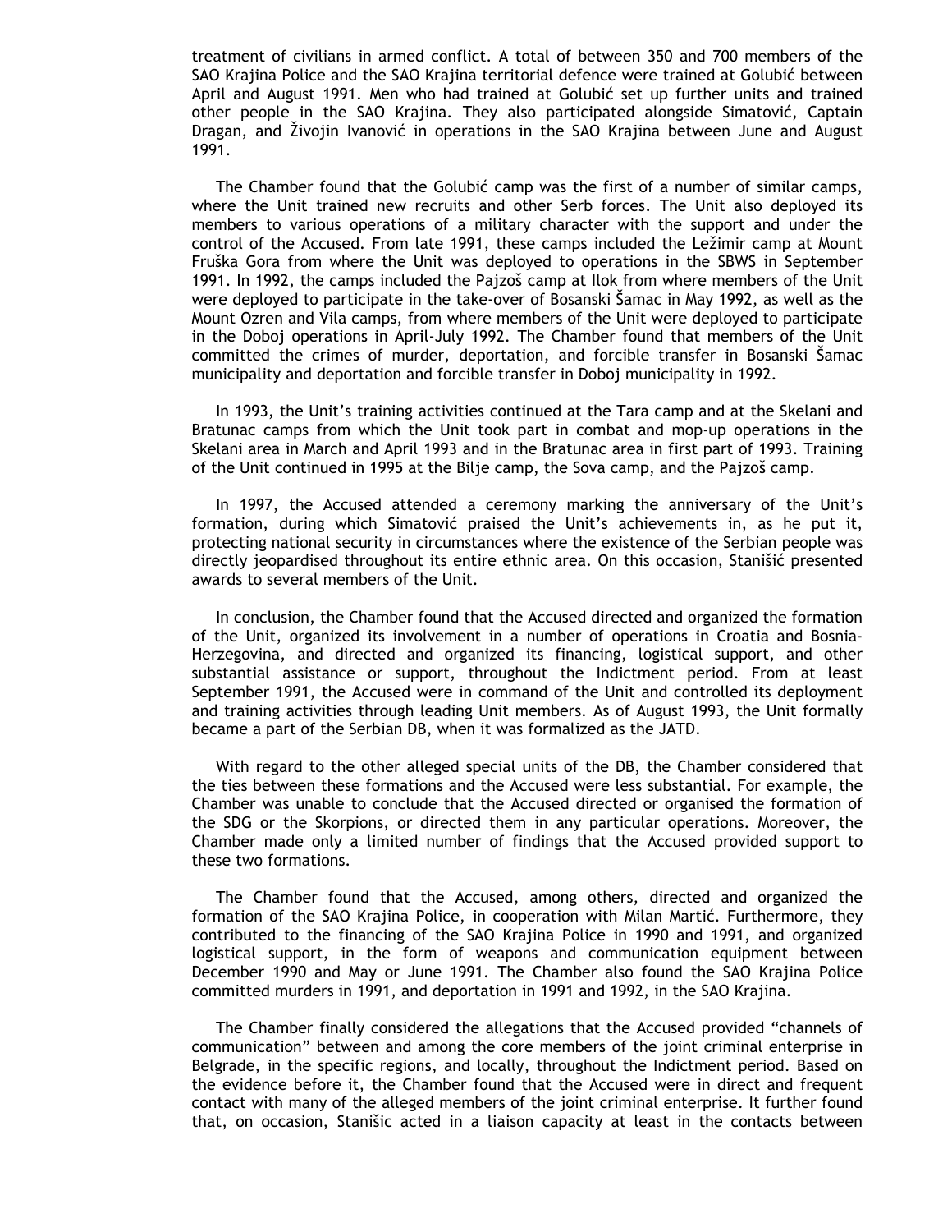treatment of civilians in armed conflict. A total of between 350 and 700 members of the SAO Krajina Police and the SAO Krajina territorial defence were trained at Golubić between April and August 1991. Men who had trained at Golubić set up further units and trained other people in the SAO Krajina. They also participated alongside Simatović, Captain Dragan, and Živojin Ivanović in operations in the SAO Krajina between June and August 1991.

The Chamber found that the Golubić camp was the first of a number of similar camps, where the Unit trained new recruits and other Serb forces. The Unit also deployed its members to various operations of a military character with the support and under the control of the Accused. From late 1991, these camps included the Ležimir camp at Mount Fruška Gora from where the Unit was deployed to operations in the SBWS in September 1991. In 1992, the camps included the Pajzoš camp at Ilok from where members of the Unit were deployed to participate in the take-over of Bosanski Šamac in May 1992, as well as the Mount Ozren and Vila camps, from where members of the Unit were deployed to participate in the Doboj operations in April-July 1992. The Chamber found that members of the Unit committed the crimes of murder, deportation, and forcible transfer in Bosanski Šamac municipality and deportation and forcible transfer in Doboj municipality in 1992.

In 1993, the Unit's training activities continued at the Tara camp and at the Skelani and Bratunac camps from which the Unit took part in combat and mop-up operations in the Skelani area in March and April 1993 and in the Bratunac area in first part of 1993. Training of the Unit continued in 1995 at the Bilje camp, the Sova camp, and the Pajzoš camp.

In 1997, the Accused attended a ceremony marking the anniversary of the Unit's formation, during which Simatović praised the Unit's achievements in, as he put it, protecting national security in circumstances where the existence of the Serbian people was directly jeopardised throughout its entire ethnic area. On this occasion, Stanišić presented awards to several members of the Unit.

In conclusion, the Chamber found that the Accused directed and organized the formation of the Unit, organized its involvement in a number of operations in Croatia and Bosnia-Herzegovina, and directed and organized its financing, logistical support, and other substantial assistance or support, throughout the Indictment period. From at least September 1991, the Accused were in command of the Unit and controlled its deployment and training activities through leading Unit members. As of August 1993, the Unit formally became a part of the Serbian DB, when it was formalized as the JATD.

With regard to the other alleged special units of the DB, the Chamber considered that the ties between these formations and the Accused were less substantial. For example, the Chamber was unable to conclude that the Accused directed or organised the formation of the SDG or the Skorpions, or directed them in any particular operations. Moreover, the Chamber made only a limited number of findings that the Accused provided support to these two formations.

The Chamber found that the Accused, among others, directed and organized the formation of the SAO Krajina Police, in cooperation with Milan Martić. Furthermore, they contributed to the financing of the SAO Krajina Police in 1990 and 1991, and organized logistical support, in the form of weapons and communication equipment between December 1990 and May or June 1991. The Chamber also found the SAO Krajina Police committed murders in 1991, and deportation in 1991 and 1992, in the SAO Krajina.

The Chamber finally considered the allegations that the Accused provided "channels of communication" between and among the core members of the joint criminal enterprise in Belgrade, in the specific regions, and locally, throughout the Indictment period. Based on the evidence before it, the Chamber found that the Accused were in direct and frequent contact with many of the alleged members of the joint criminal enterprise. It further found that, on occasion, Stanišic acted in a liaison capacity at least in the contacts between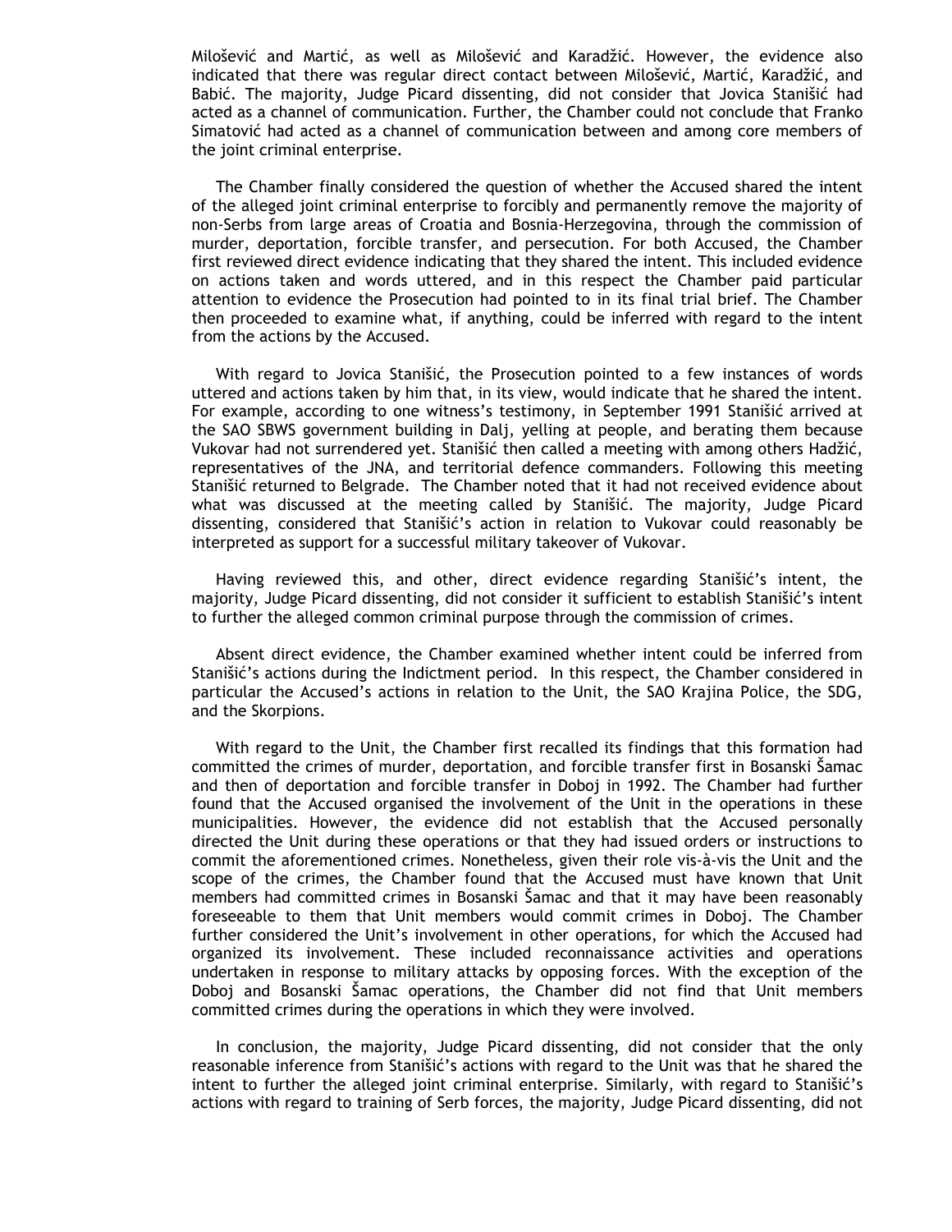Milošević and Martić, as well as Milošević and Karadžić. However, the evidence also indicated that there was regular direct contact between Milošević, Martić, Karadžić, and Babić. The majority, Judge Picard dissenting, did not consider that Jovica Stanišić had acted as a channel of communication. Further, the Chamber could not conclude that Franko Simatović had acted as a channel of communication between and among core members of the joint criminal enterprise.

The Chamber finally considered the question of whether the Accused shared the intent of the alleged joint criminal enterprise to forcibly and permanently remove the majority of non-Serbs from large areas of Croatia and Bosnia-Herzegovina, through the commission of murder, deportation, forcible transfer, and persecution. For both Accused, the Chamber first reviewed direct evidence indicating that they shared the intent. This included evidence on actions taken and words uttered, and in this respect the Chamber paid particular attention to evidence the Prosecution had pointed to in its final trial brief. The Chamber then proceeded to examine what, if anything, could be inferred with regard to the intent from the actions by the Accused.

With regard to Jovica Stanišić, the Prosecution pointed to a few instances of words uttered and actions taken by him that, in its view, would indicate that he shared the intent. For example, according to one witness's testimony, in September 1991 Stanišić arrived at the SAO SBWS government building in Dalj, yelling at people, and berating them because Vukovar had not surrendered yet. Stanišić then called a meeting with among others Hadžić, representatives of the JNA, and territorial defence commanders. Following this meeting Stanišić returned to Belgrade. The Chamber noted that it had not received evidence about what was discussed at the meeting called by Stanišić. The majority, Judge Picard dissenting, considered that Stanišić's action in relation to Vukovar could reasonably be interpreted as support for a successful military takeover of Vukovar.

Having reviewed this, and other, direct evidence regarding Stanišić's intent, the majority, Judge Picard dissenting, did not consider it sufficient to establish Stanišić's intent to further the alleged common criminal purpose through the commission of crimes.

Absent direct evidence, the Chamber examined whether intent could be inferred from Stanišić's actions during the Indictment period. In this respect, the Chamber considered in particular the Accused's actions in relation to the Unit, the SAO Krajina Police, the SDG, and the Skorpions.

With regard to the Unit, the Chamber first recalled its findings that this formation had committed the crimes of murder, deportation, and forcible transfer first in Bosanski Šamac and then of deportation and forcible transfer in Doboj in 1992. The Chamber had further found that the Accused organised the involvement of the Unit in the operations in these municipalities. However, the evidence did not establish that the Accused personally directed the Unit during these operations or that they had issued orders or instructions to commit the aforementioned crimes. Nonetheless, given their role vis-à-vis the Unit and the scope of the crimes, the Chamber found that the Accused must have known that Unit members had committed crimes in Bosanski Šamac and that it may have been reasonably foreseeable to them that Unit members would commit crimes in Doboj. The Chamber further considered the Unit's involvement in other operations, for which the Accused had organized its involvement. These included reconnaissance activities and operations undertaken in response to military attacks by opposing forces. With the exception of the Doboj and Bosanski Šamac operations, the Chamber did not find that Unit members committed crimes during the operations in which they were involved.

In conclusion, the majority, Judge Picard dissenting, did not consider that the only reasonable inference from Stanišić's actions with regard to the Unit was that he shared the intent to further the alleged joint criminal enterprise. Similarly, with regard to Stanišić's actions with regard to training of Serb forces, the majority, Judge Picard dissenting, did not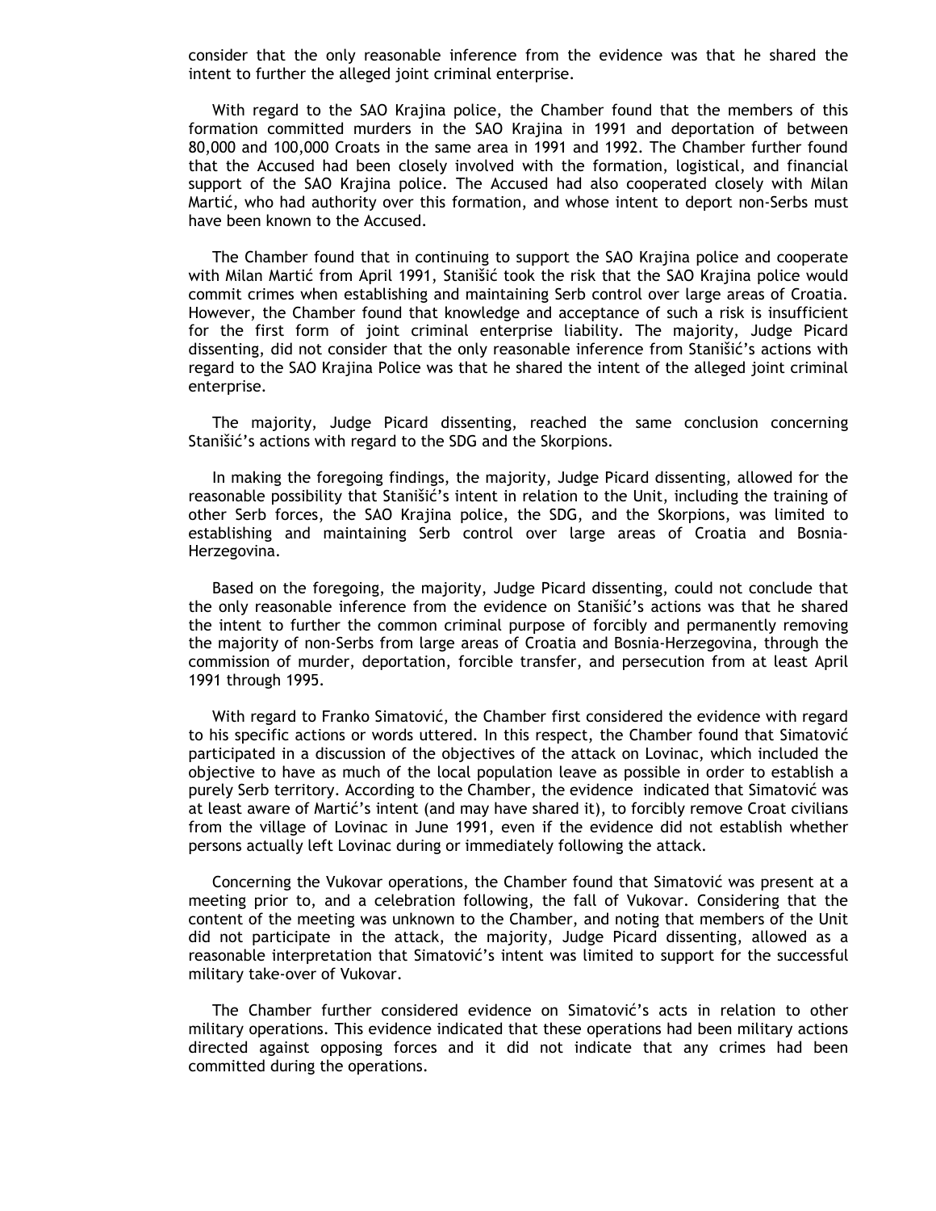consider that the only reasonable inference from the evidence was that he shared the intent to further the alleged joint criminal enterprise.

With regard to the SAO Krajina police, the Chamber found that the members of this formation committed murders in the SAO Krajina in 1991 and deportation of between 80,000 and 100,000 Croats in the same area in 1991 and 1992. The Chamber further found that the Accused had been closely involved with the formation, logistical, and financial support of the SAO Krajina police. The Accused had also cooperated closely with Milan Martić, who had authority over this formation, and whose intent to deport non-Serbs must have been known to the Accused.

The Chamber found that in continuing to support the SAO Krajina police and cooperate with Milan Martić from April 1991, Stanišić took the risk that the SAO Krajina police would commit crimes when establishing and maintaining Serb control over large areas of Croatia. However, the Chamber found that knowledge and acceptance of such a risk is insufficient for the first form of joint criminal enterprise liability. The majority, Judge Picard dissenting, did not consider that the only reasonable inference from Stanišić's actions with regard to the SAO Krajina Police was that he shared the intent of the alleged joint criminal enterprise.

The majority, Judge Picard dissenting, reached the same conclusion concerning Stanišić's actions with regard to the SDG and the Skorpions.

In making the foregoing findings, the majority, Judge Picard dissenting, allowed for the reasonable possibility that Stanišić's intent in relation to the Unit, including the training of other Serb forces, the SAO Krajina police, the SDG, and the Skorpions, was limited to establishing and maintaining Serb control over large areas of Croatia and Bosnia-Herzegovina.

Based on the foregoing, the majority, Judge Picard dissenting, could not conclude that the only reasonable inference from the evidence on Stanišić's actions was that he shared the intent to further the common criminal purpose of forcibly and permanently removing the majority of non-Serbs from large areas of Croatia and Bosnia-Herzegovina, through the commission of murder, deportation, forcible transfer, and persecution from at least April 1991 through 1995.

With regard to Franko Simatović, the Chamber first considered the evidence with regard to his specific actions or words uttered. In this respect, the Chamber found that Simatović participated in a discussion of the objectives of the attack on Lovinac, which included the objective to have as much of the local population leave as possible in order to establish a purely Serb territory. According to the Chamber, the evidence indicated that Simatović was at least aware of Martić's intent (and may have shared it), to forcibly remove Croat civilians from the village of Lovinac in June 1991, even if the evidence did not establish whether persons actually left Lovinac during or immediately following the attack.

Concerning the Vukovar operations, the Chamber found that Simatović was present at a meeting prior to, and a celebration following, the fall of Vukovar. Considering that the content of the meeting was unknown to the Chamber, and noting that members of the Unit did not participate in the attack, the majority, Judge Picard dissenting, allowed as a reasonable interpretation that Simatović's intent was limited to support for the successful military take-over of Vukovar.

The Chamber further considered evidence on Simatović's acts in relation to other military operations. This evidence indicated that these operations had been military actions directed against opposing forces and it did not indicate that any crimes had been committed during the operations.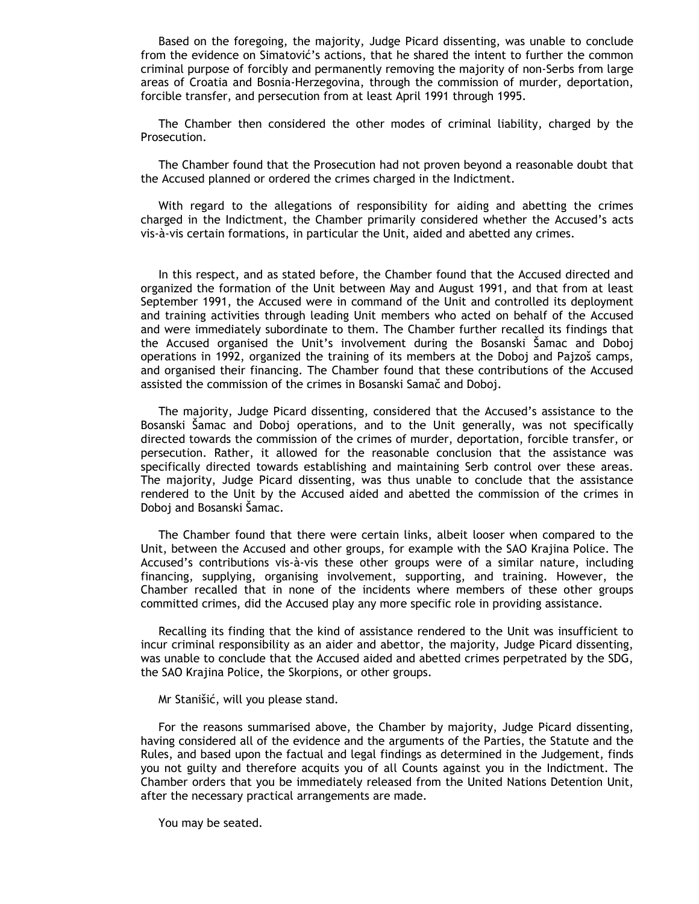Based on the foregoing, the majority, Judge Picard dissenting, was unable to conclude from the evidence on Simatović's actions, that he shared the intent to further the common criminal purpose of forcibly and permanently removing the majority of non-Serbs from large areas of Croatia and Bosnia-Herzegovina, through the commission of murder, deportation, forcible transfer, and persecution from at least April 1991 through 1995.

The Chamber then considered the other modes of criminal liability, charged by the Prosecution.

The Chamber found that the Prosecution had not proven beyond a reasonable doubt that the Accused planned or ordered the crimes charged in the Indictment.

With regard to the allegations of responsibility for aiding and abetting the crimes charged in the Indictment, the Chamber primarily considered whether the Accused's acts vis-à-vis certain formations, in particular the Unit, aided and abetted any crimes.

In this respect, and as stated before, the Chamber found that the Accused directed and organized the formation of the Unit between May and August 1991, and that from at least September 1991, the Accused were in command of the Unit and controlled its deployment and training activities through leading Unit members who acted on behalf of the Accused and were immediately subordinate to them. The Chamber further recalled its findings that the Accused organised the Unit's involvement during the Bosanski Šamac and Doboj operations in 1992, organized the training of its members at the Doboj and Pajzoš camps, and organised their financing. The Chamber found that these contributions of the Accused assisted the commission of the crimes in Bosanski Samač and Doboj.

The majority, Judge Picard dissenting, considered that the Accused's assistance to the Bosanski Šamac and Doboj operations, and to the Unit generally, was not specifically directed towards the commission of the crimes of murder, deportation, forcible transfer, or persecution. Rather, it allowed for the reasonable conclusion that the assistance was specifically directed towards establishing and maintaining Serb control over these areas. The majority, Judge Picard dissenting, was thus unable to conclude that the assistance rendered to the Unit by the Accused aided and abetted the commission of the crimes in Doboj and Bosanski Šamac.

The Chamber found that there were certain links, albeit looser when compared to the Unit, between the Accused and other groups, for example with the SAO Krajina Police. The Accused's contributions vis-à-vis these other groups were of a similar nature, including financing, supplying, organising involvement, supporting, and training. However, the Chamber recalled that in none of the incidents where members of these other groups committed crimes, did the Accused play any more specific role in providing assistance.

Recalling its finding that the kind of assistance rendered to the Unit was insufficient to incur criminal responsibility as an aider and abettor, the majority, Judge Picard dissenting, was unable to conclude that the Accused aided and abetted crimes perpetrated by the SDG, the SAO Krajina Police, the Skorpions, or other groups.

Mr Stanišić, will you please stand.

For the reasons summarised above, the Chamber by majority, Judge Picard dissenting, having considered all of the evidence and the arguments of the Parties, the Statute and the Rules, and based upon the factual and legal findings as determined in the Judgement, finds you not guilty and therefore acquits you of all Counts against you in the Indictment. The Chamber orders that you be immediately released from the United Nations Detention Unit, after the necessary practical arrangements are made.

You may be seated.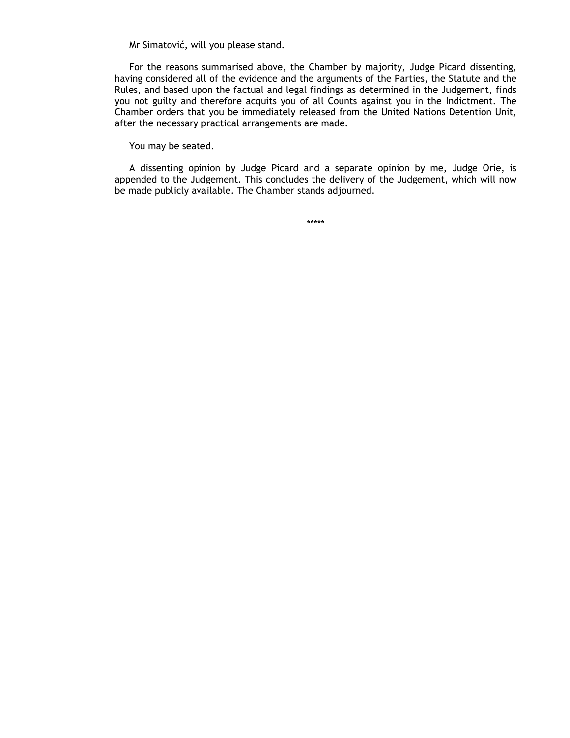Mr Simatović, will you please stand.

For the reasons summarised above, the Chamber by majority, Judge Picard dissenting, having considered all of the evidence and the arguments of the Parties, the Statute and the Rules, and based upon the factual and legal findings as determined in the Judgement, finds you not guilty and therefore acquits you of all Counts against you in the Indictment. The Chamber orders that you be immediately released from the United Nations Detention Unit, after the necessary practical arrangements are made.

You may be seated.

A dissenting opinion by Judge Picard and a separate opinion by me, Judge Orie, is appended to the Judgement. This concludes the delivery of the Judgement, which will now be made publicly available. The Chamber stands adjourned.

*****